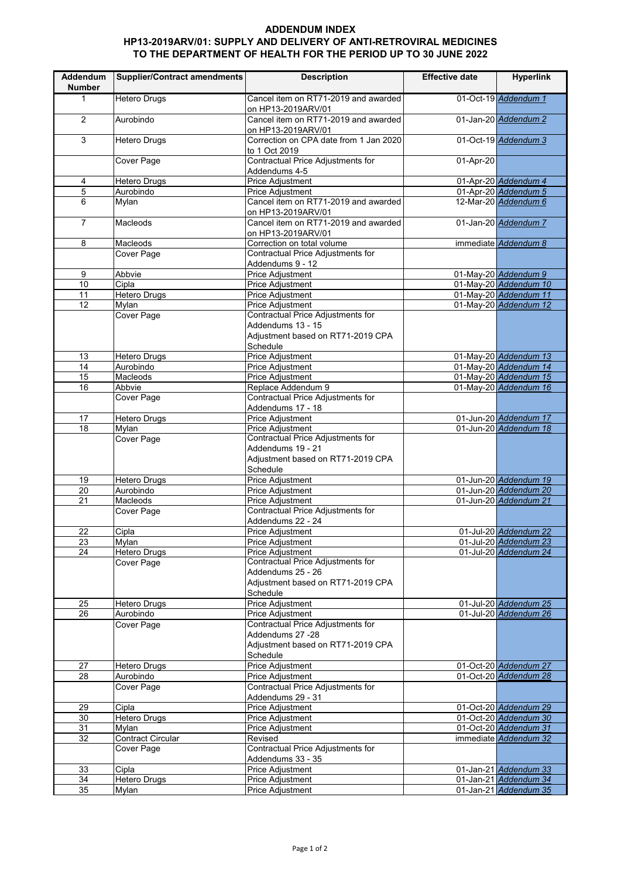## ADDENDUM INDEX

## HP13-2019ARV/01: SUPPLY AND DELIVERY OF ANTI-RETROVIRAL MEDICINES TO THE DEPARTMENT OF HEALTH FOR THE PERIOD UP TO 30 JUNE 2022

| Addendum Number | Supplier/Contract amendments | Description | Effective date | Hyperlink |
|---|---|---|---|---|
| 1 | Hetero Drugs | Cancel item on RT71-2019 and awarded on HP13-2019ARV/01 | 01-Oct-19 | *Addendum 1* |
| 2 | Aurobindo | Cancel item on RT71-2019 and awarded on HP13-2019ARV/01 | 01-Jan-20 | *Addendum 2* |
| 3 | Hetero Drugs | Correction on CPA date from 1 Jan 2020 to 1 Oct 2019 | 01-Oct-19 | *Addendum 3* |
| | Cover Page | Contractual Price Adjustments for Addendums 4-5 | 01-Apr-20 | |
| 4 | Hetero Drugs | Price Adjustment | 01-Apr-20 | *Addendum 4* |
| 5 | Aurobindo | Price Adjustment | 01-Apr-20 | *Addendum 5* |
| 6 | Mylan | Cancel item on RT71-2019 and awarded on HP13-2019ARV/01 | 12-Mar-20 | *Addendum 6* |
| 7 | Macleods | Cancel item on RT71-2019 and awarded on HP13-2019ARV/01 | 01-Jan-20 | *Addendum 7* |
| 8 | Macleods | Correction on total volume | immediate | *Addendum 8* |
| | Cover Page | Contractual Price Adjustments for Addendums 9 - 12 | | |
| 9 | Abbvie | Price Adjustment | 01-May-20 | *Addendum 9* |
| 10 | Cipla | Price Adjustment | 01-May-20 | *Addendum 10* |
| 11 | Hetero Drugs | Price Adjustment | 01-May-20 | *Addendum 11* |
| 12 | Mylan | Price Adjustment | 01-May-20 | *Addendum 12* |
| | Cover Page | Contractual Price Adjustments for Addendums 13 - 15<br>Adjustment based on RT71-2019 CPA Schedule | | |
| 13 | Hetero Drugs | Price Adjustment | 01-May-20 | *Addendum 13* |
| 14 | Aurobindo | Price Adjustment | 01-May-20 | *Addendum 14* |
| 15 | Macleods | Price Adjustment | 01-May-20 | *Addendum 15* |
| 16 | Abbvie | Replace Addendum 9 | 01-May-20 | *Addendum 16* |
| | Cover Page | Contractual Price Adjustments for Addendums 17 - 18 | | |
| 17 | Hetero Drugs | Price Adjustment | 01-Jun-20 | *Addendum 17* |
| 18 | Mylan | Price Adjustment | 01-Jun-20 | *Addendum 18* |
| | Cover Page | Contractual Price Adjustments for Addendums 19 - 21<br>Adjustment based on RT71-2019 CPA Schedule | | |
| 19 | Hetero Drugs | Price Adjustment | 01-Jun-20 | *Addendum 19* |
| 20 | Aurobindo | Price Adjustment | 01-Jun-20 | *Addendum 20* |
| 21 | Macleods | Price Adjustment | 01-Jun-20 | *Addendum 21* |
| | Cover Page | Contractual Price Adjustments for Addendums 22 - 24 | | |
| 22 | Cipla | Price Adjustment | 01-Jul-20 | *Addendum 22* |
| 23 | Mylan | Price Adjustment | 01-Jul-20 | *Addendum 23* |
| 24 | Hetero Drugs | Price Adjustment | 01-Jul-20 | *Addendum 24* |
| | Cover Page | Contractual Price Adjustments for Addendums 25 - 26<br>Adjustment based on RT71-2019 CPA Schedule | | |
| 25 | Hetero Drugs | Price Adjustment | 01-Jul-20 | *Addendum 25* |
| 26 | Aurobindo | Price Adjustment | 01-Jul-20 | *Addendum 26* |
| | Cover Page | Contractual Price Adjustments for Addendums 27 -28<br>Adjustment based on RT71-2019 CPA Schedule | | |
| 27 | Hetero Drugs | Price Adjustment | 01-Oct-20 | *Addendum 27* |
| 28 | Aurobindo | Price Adjustment | 01-Oct-20 | *Addendum 28* |
| | Cover Page | Contractual Price Adjustments for Addendums 29 - 31 | | |
| 29 | Cipla | Price Adjustment | 01-Oct-20 | *Addendum 29* |
| 30 | Hetero Drugs | Price Adjustment | 01-Oct-20 | *Addendum 30* |
| 31 | Mylan | Price Adjustment | 01-Oct-20 | *Addendum 31* |
| 32 | Contract Circular | Revised | immediate | *Addendum 32* |
| | Cover Page | Contractual Price Adjustments for Addendums 33 - 35 | | |
| 33 | Cipla | Price Adjustment | 01-Jan-21 | *Addendum 33* |
| 34 | Hetero Drugs | Price Adjustment | 01-Jan-21 | *Addendum 34* |
| 35 | Mylan | Price Adjustment | 01-Jan-21 | *Addendum 35* |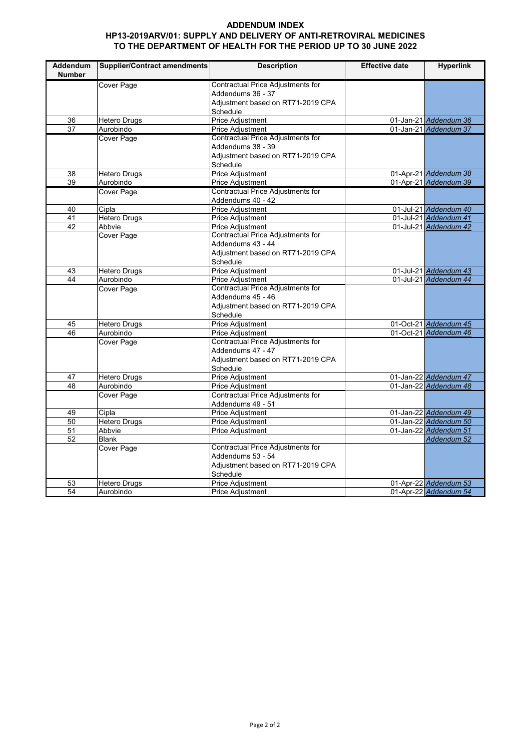## ADDENDUM INDEX
## HP13-2019ARV/01: SUPPLY AND DELIVERY OF ANTI-RETROVIRAL MEDICINES TO THE DEPARTMENT OF HEALTH FOR THE PERIOD UP TO 30 JUNE 2022

| Addendum Number | Supplier/Contract amendments | Description | Effective date | Hyperlink |
|---|---|---|---|---|
| | Cover Page | Contractual Price Adjustments for Addendums 36 - 37 Adjustment based on RT71-2019 CPA Schedule | | |
| 36 | Hetero Drugs | Price Adjustment | 01-Jan-21 | *Addendum 36* |
| 37 | Aurobindo | Price Adjustment | 01-Jan-21 | *Addendum 37* |
| | Cover Page | Contractual Price Adjustments for Addendums 38 - 39 Adjustment based on RT71-2019 CPA Schedule | | |
| 38 | Hetero Drugs | Price Adjustment | 01-Apr-21 | *Addendum 38* |
| 39 | Aurobindo | Price Adjustment | 01-Apr-21 | *Addendum 39* |
| | Cover Page | Contractual Price Adjustments for Addendums 40 - 42 | | |
| 40 | Cipla | Price Adjustment | 01-Jul-21 | *Addendum 40* |
| 41 | Hetero Drugs | Price Adjustment | 01-Jul-21 | *Addendum 41* |
| 42 | Abbvie | Price Adjustment | 01-Jul-21 | *Addendum 42* |
| | Cover Page | Contractual Price Adjustments for Addendums 43 - 44 Adjustment based on RT71-2019 CPA Schedule | | |
| 43 | Hetero Drugs | Price Adjustment | 01-Jul-21 | *Addendum 43* |
| 44 | Aurobindo | Price Adjustment | 01-Jul-21 | *Addendum 44* |
| | Cover Page | Contractual Price Adjustments for Addendums 45 - 46 Adjustment based on RT71-2019 CPA Schedule | | |
| 45 | Hetero Drugs | Price Adjustment | 01-Oct-21 | *Addendum 45* |
| 46 | Aurobindo | Price Adjustment | 01-Oct-21 | *Addendum 46* |
| | Cover Page | Contractual Price Adjustments for Addendums 47 - 47 Adjustment based on RT71-2019 CPA Schedule | | |
| 47 | Hetero Drugs | Price Adjustment | 01-Jan-22 | *Addendum 47* |
| 48 | Aurobindo | Price Adjustment | 01-Jan-22 | *Addendum 48* |
| | Cover Page | Contractual Price Adjustments for Addendums 49 - 51 | | |
| 49 | Cipla | Price Adjustment | 01-Jan-22 | *Addendum 49* |
| 50 | Hetero Drugs | Price Adjustment | 01-Jan-22 | *Addendum 50* |
| 51 | Abbvie | Price Adjustment | 01-Jan-22 | *Addendum 51* |
| 52 | Blank | | | *Addendum 52* |
| | Cover Page | Contractual Price Adjustments for Addendums 53 - 54 Adjustment based on RT71-2019 CPA Schedule | | |
| 53 | Hetero Drugs | Price Adjustment | 01-Apr-22 | *Addendum 53* |
| 54 | Aurobindo | Price Adjustment | 01-Apr-22 | *Addendum 54* |